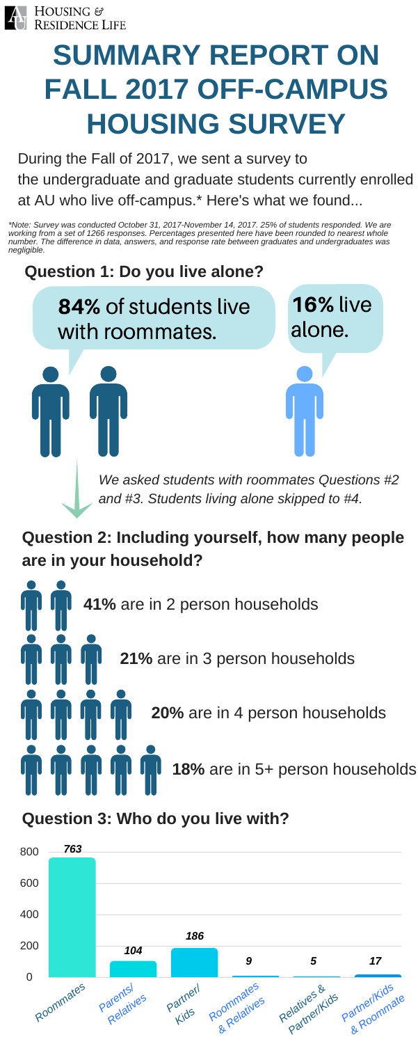HOUSING & RESIDENCE LIFE

# SUMMARY REPORT ON FALL 2017 OFF-CAMPUS HOUSING SURVEY

During the Fall of 2017, we sent a survey to the undergraduate and graduate students currently enrolled at AU who live off-campus.* Here's what we found...

*\*Note: Survey was conducted October 31, 2017-November 14, 2017. 25% of students responded. We are working from a set of 1266 responses. Percentages presented here have been rounded to nearest whole number. The difference in data, answers, and response rate between graduates and undergraduates was negligible.*

## Question 1: Do you live alone?

**84%** of students live with roommates.

**16%** live alone.

*We asked students with roommates Questions #2 and #3. Students living alone skipped to #4.*

## Question 2: Including yourself, how many people are in your household?

- **41%** are in 2 person households
- **21%** are in 3 person households
- **20%** are in 4 person households
- **18%** are in 5+ person households

## Question 3: Who do you live with?

| Who do you live with? | Responses |
| --- | --- |
| Roommates | 763 |
| Parents/Relatives | 104 |
| Partner/Kids | 186 |
| Roommates & Relatives | 9 |
| Relatives & Partner/Kids | 5 |
| Partner/Kids & Roommate | 17 |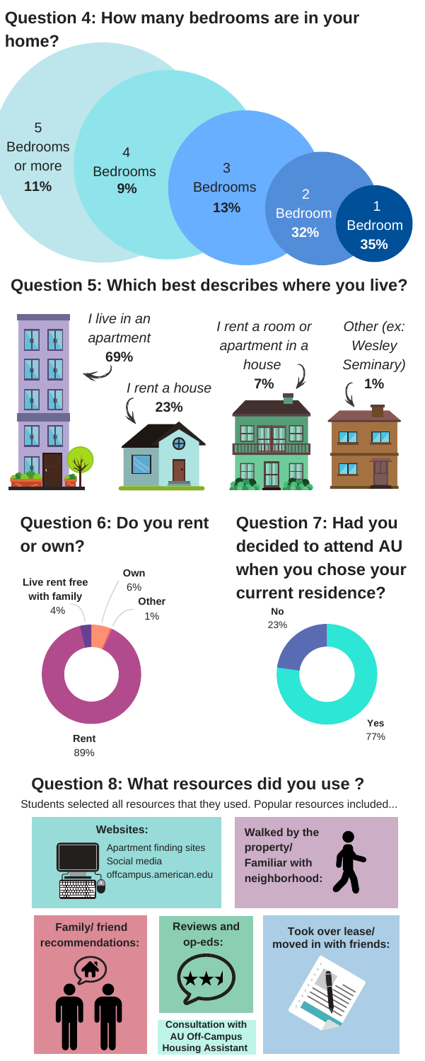## Question 4: How many bedrooms are in your home?

- 5 Bedrooms or more **11%**
- 4 Bedrooms **9%**
- 3 Bedrooms **13%**
- 2 Bedroom **32%**
- 1 Bedroom **35%**

## Question 5: Which best describes where you live?

- *I live in an apartment* **69%**
- *I rent a house* **23%**
- *I rent a room or apartment in a house* **7%**
- *Other (ex: Wesley Seminary)* **1%**

## Question 6: Do you rent or own?

- **Rent** 89%
- **Own** 6%
- **Live rent free with family** 4%
- **Other** 1%

## Question 7: Had you decided to attend AU when you chose your current residence?

- **Yes** 77%
- **No** 23%

## Question 8: What resources did you use ?

Students selected all resources that they used. Popular resources included...

**Websites:**
- Apartment finding sites
- Social media
- offcampus.american.edu

**Walked by the property/ Familiar with neighborhood:**

**Family/ friend recommendations:**

**Reviews and op-eds:**

**Consultation with AU Off-Campus Housing Assistant**

**Took over lease/ moved in with friends:**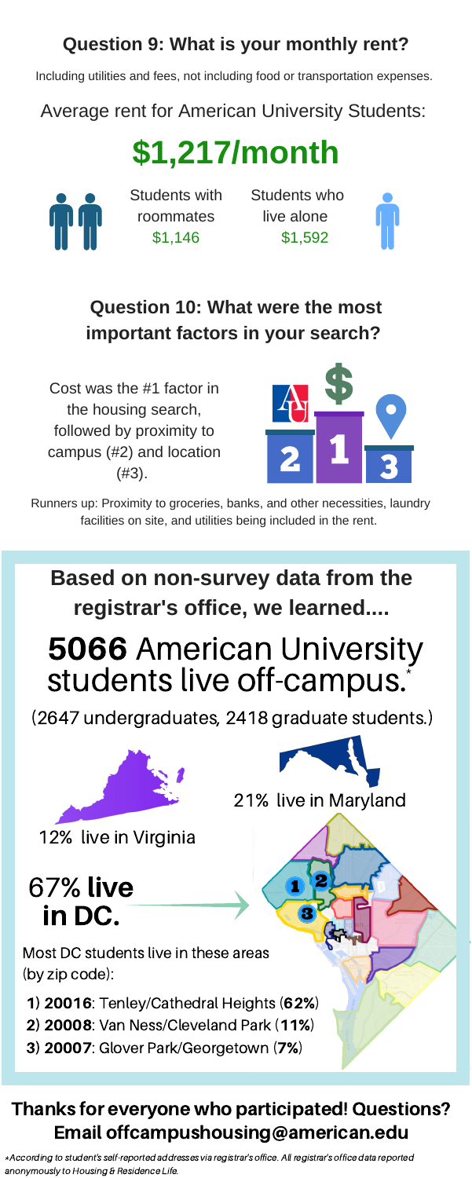## Question 9: What is your monthly rent?

Including utilities and fees, not including food or transportation expenses.

Average rent for American University Students:

# $1,217/month

Students with roommates
$1,146

Students who live alone
$1,592

## Question 10: What were the most important factors in your search?

Cost was the #1 factor in the housing search, followed by proximity to campus (#2) and location (#3).

Runners up: Proximity to groceries, banks, and other necessities, laundry facilities on site, and utilities being included in the rent.

## Based on non-survey data from the registrar's office, we learned....

# **5066** American University students live off-campus.*

(2647 undergraduates, 2418 graduate students.)

21% live in Maryland

12% live in Virginia

67% **live in DC.**

Most DC students live in these areas (by zip code):

1) **20016**: Tenley/Cathedral Heights (**62%**)
2) **20008**: Van Ness/Cleveland Park (**11%**)
3) **20007**: Glover Park/Georgetown (**7%**)

## Thanks for everyone who participated! Questions? Email offcampushousing@american.edu

*\*According to student's self-reported addresses via registrar's office. All registrar's office data reported anonymously to Housing & Residence Life.*